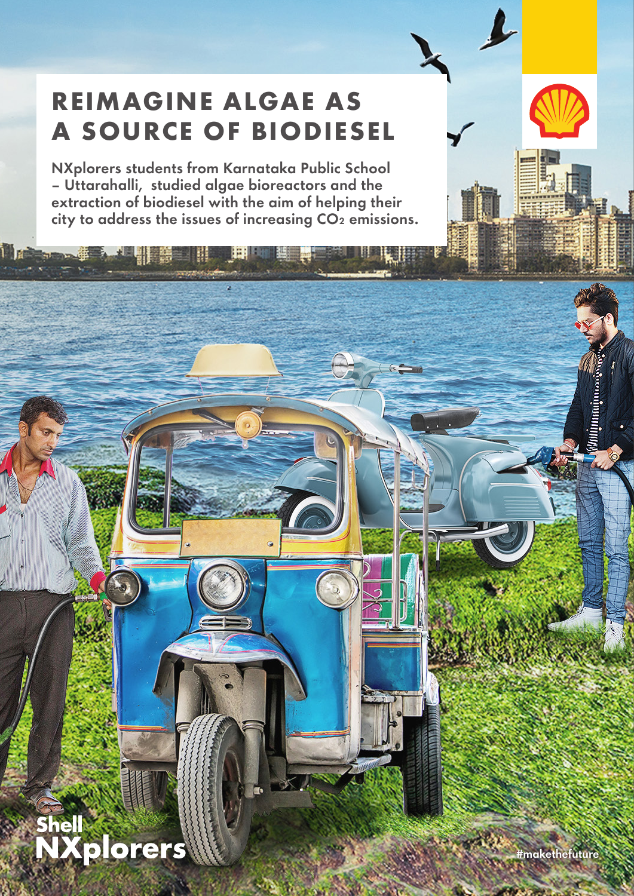# REIMAGINE ALGAE AS A SOURCE OF BIODIESEL

NXplorers students from Karnataka Public School – Uttarahalli, studied algae bioreactors and the extraction of biodiesel with the aim of helping their city to address the issues of increasing $CO_2$ emissions.

Shell NXplorers

#makethefuture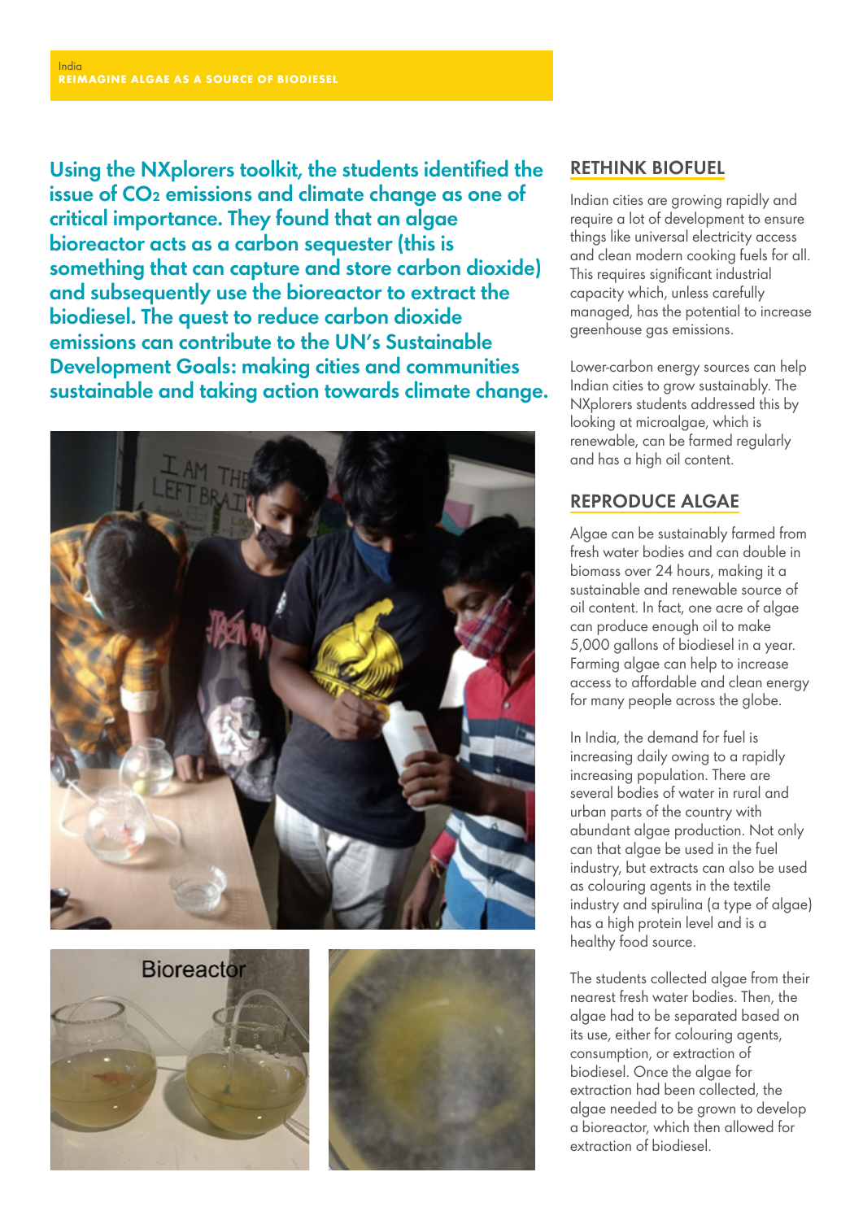India
**REIMAGINE ALGAE AS A SOURCE OF BIODIESEL**

**Using the NXplorers toolkit, the students identified the issue of $CO_2$ emissions and climate change as one of critical importance. They found that an algae bioreactor acts as a carbon sequester (this is something that can capture and store carbon dioxide) and subsequently use the bioreactor to extract the biodiesel. The quest to reduce carbon dioxide emissions can contribute to the UN's Sustainable Development Goals: making cities and communities sustainable and taking action towards climate change.**

Bioreactor

## RETHINK BIOFUEL

Indian cities are growing rapidly and require a lot of development to ensure things like universal electricity access and clean modern cooking fuels for all. This requires significant industrial capacity which, unless carefully managed, has the potential to increase greenhouse gas emissions.

Lower-carbon energy sources can help Indian cities to grow sustainably. The NXplorers students addressed this by looking at microalgae, which is renewable, can be farmed regularly and has a high oil content.

## REPRODUCE ALGAE

Algae can be sustainably farmed from fresh water bodies and can double in biomass over 24 hours, making it a sustainable and renewable source of oil content. In fact, one acre of algae can produce enough oil to make 5,000 gallons of biodiesel in a year. Farming algae can help to increase access to affordable and clean energy for many people across the globe.

In India, the demand for fuel is increasing daily owing to a rapidly increasing population. There are several bodies of water in rural and urban parts of the country with abundant algae production. Not only can that algae be used in the fuel industry, but extracts can also be used as colouring agents in the textile industry and spirulina (a type of algae) has a high protein level and is a healthy food source.

The students collected algae from their nearest fresh water bodies. Then, the algae had to be separated based on its use, either for colouring agents, consumption, or extraction of biodiesel. Once the algae for extraction had been collected, the algae needed to be grown to develop a bioreactor, which then allowed for extraction of biodiesel.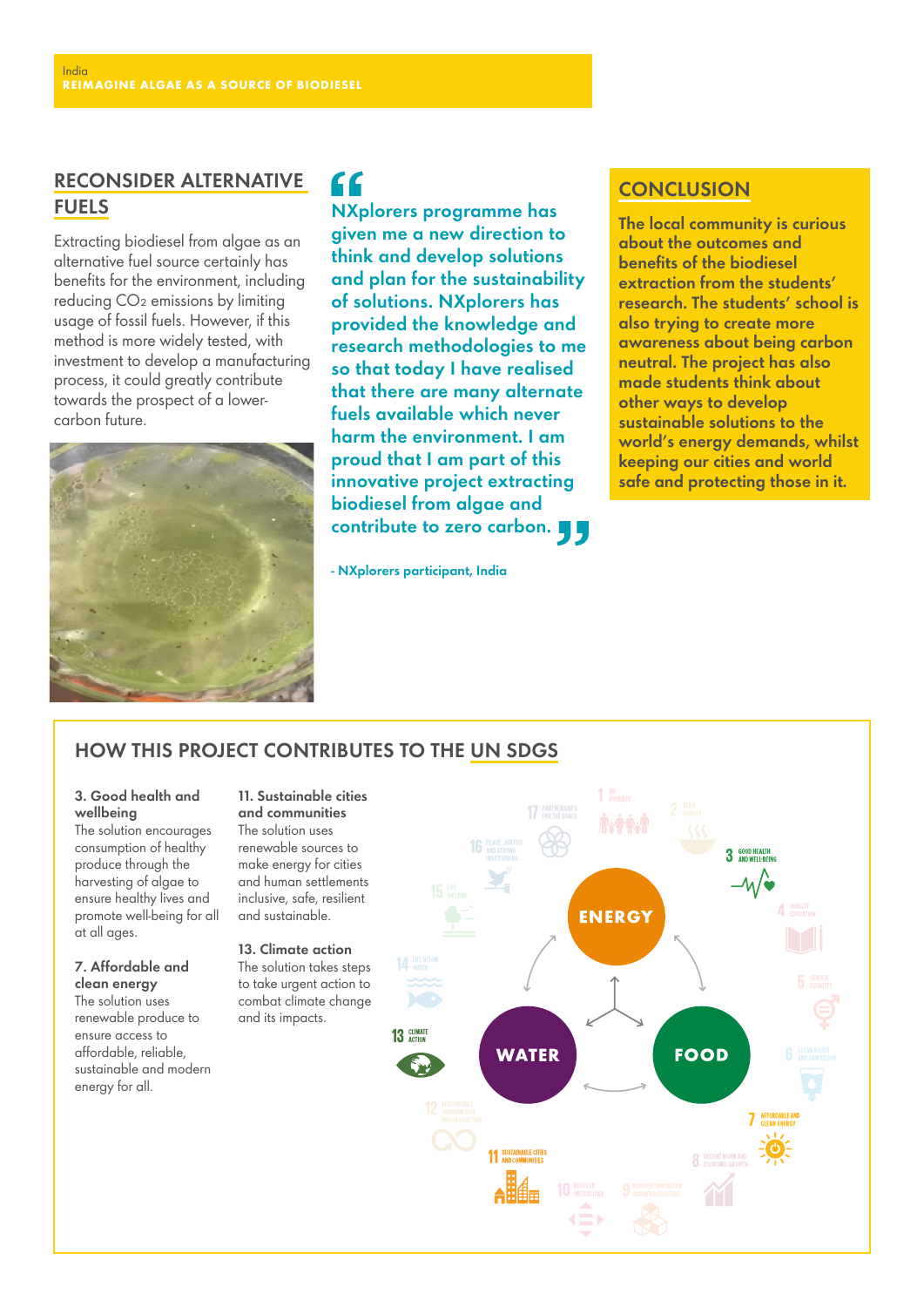India
**REIMAGINE ALGAE AS A SOURCE OF BIODIESEL**

## RECONSIDER ALTERNATIVE FUELS

Extracting biodiesel from algae as an alternative fuel source certainly has benefits for the environment, including reducing $CO_2$ emissions by limiting usage of fossil fuels. However, if this method is more widely tested, with investment to develop a manufacturing process, it could greatly contribute towards the prospect of a lower-carbon future.

> NXplorers programme has given me a new direction to think and develop solutions and plan for the sustainability of solutions. NXplorers has provided the knowledge and research methodologies to me so that today I have realised that there are many alternate fuels available which never harm the environment. I am proud that I am part of this innovative project extracting biodiesel from algae and contribute to zero carbon.
>
> \- NXplorers participant, India

## CONCLUSION

**The local community is curious about the outcomes and benefits of the biodiesel extraction from the students' research. The students' school is also trying to create more awareness about being carbon neutral. The project has also made students think about other ways to develop sustainable solutions to the world's energy demands, whilst keeping our cities and world safe and protecting those in it.**

## HOW THIS PROJECT CONTRIBUTES TO THE UN SDGS

**3. Good health and wellbeing**
The solution encourages consumption of healthy produce through the harvesting of algae to ensure healthy lives and promote well-being for all at all ages.

**7. Affordable and clean energy**
The solution uses renewable produce to ensure access to affordable, reliable, sustainable and modern energy for all.

**11. Sustainable cities and communities**
The solution uses renewable sources to make energy for cities and human settlements inclusive, safe, resilient and sustainable.

**13. Climate action**
The solution takes steps to take urgent action to combat climate change and its impacts.

ENERGY
WATER
FOOD